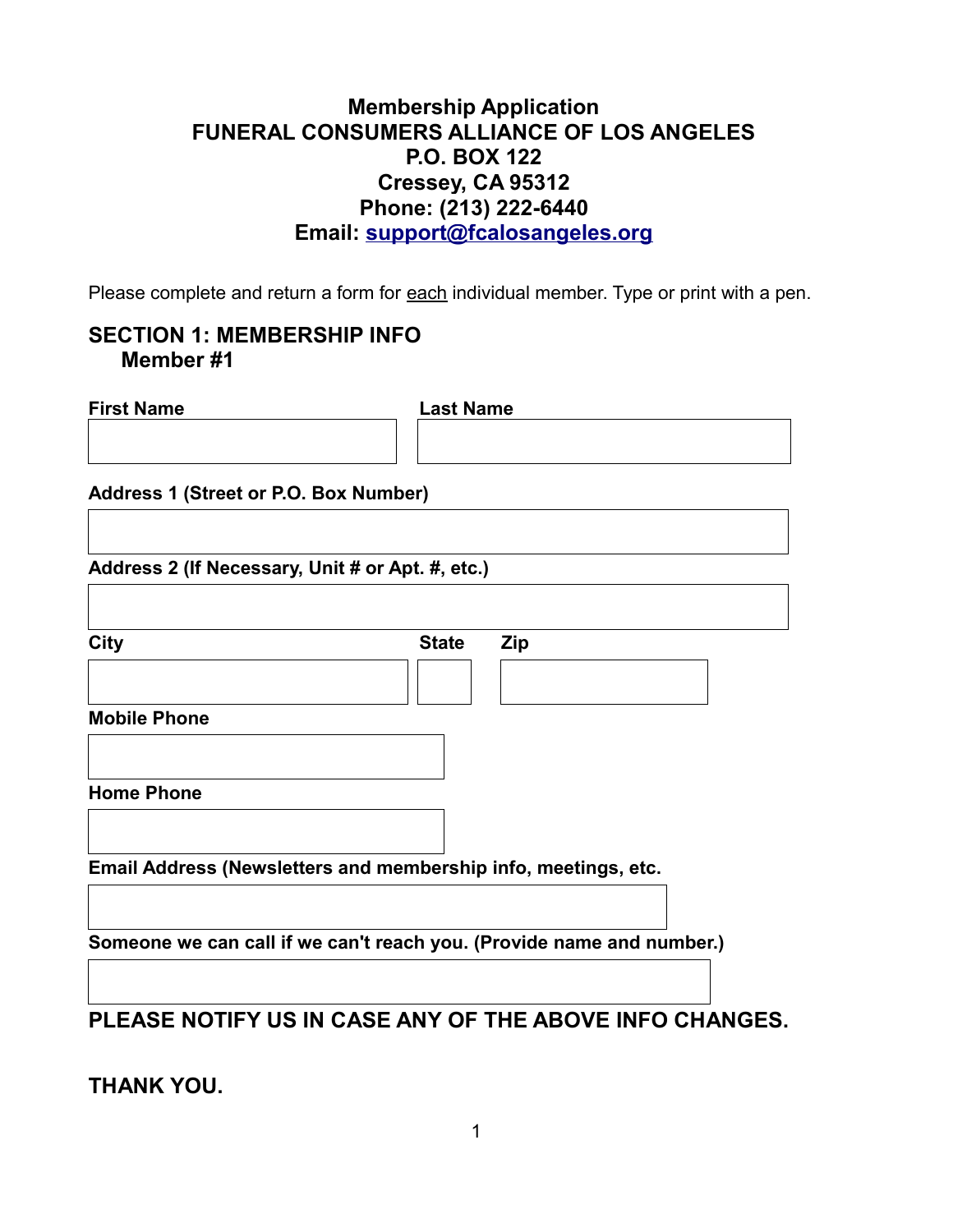# Membership Application
# FUNERAL CONSUMERS ALLIANCE OF LOS ANGELES
## P.O. BOX 122
## Cressey, CA 95312
## Phone: (213) 222-6440
## Email: support@fcalosangeles.org

Please complete and return a form for each individual member. Type or print with a pen.

## SECTION 1: MEMBERSHIP INFO

### Member #1

**First Name**

**Last Name**

**Address 1 (Street or P.O. Box Number)**

**Address 2 (If Necessary, Unit # or Apt. #, etc.)**

**City**

**State**

**Zip**

**Mobile Phone**

**Home Phone**

**Email Address (Newsletters and membership info, meetings, etc.**

**Someone we can call if we can't reach you. (Provide name and number.)**

**PLEASE NOTIFY US IN CASE ANY OF THE ABOVE INFO CHANGES.**

**THANK YOU.**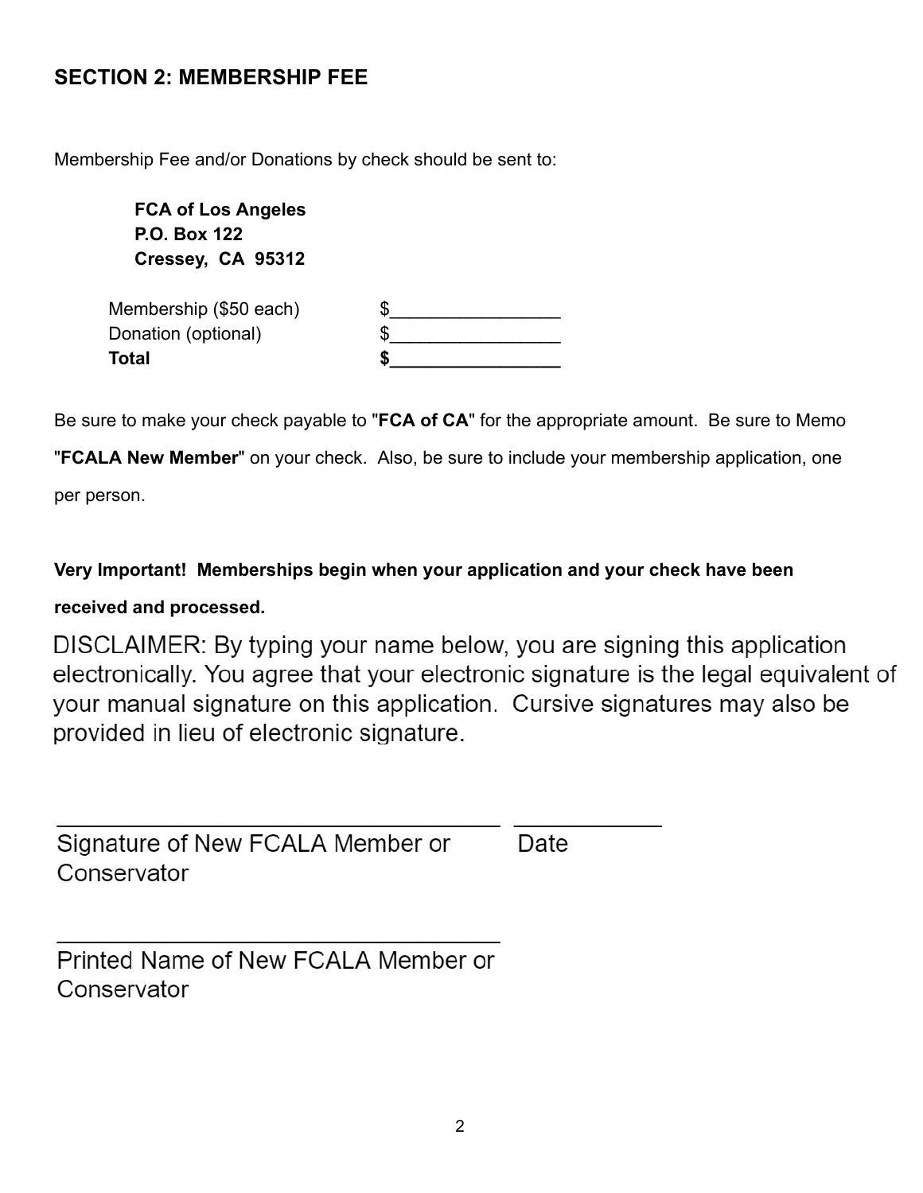## SECTION 2: MEMBERSHIP FEE

Membership Fee and/or Donations by check should be sent to:

**FCA of Los Angeles**
**P.O. Box 122**
**Cressey, CA 95312**

| | |
|---|---|
| Membership ($50 each) | $_________________ |
| Donation (optional) | $_________________ |
| **Total** | **$_________________** |

Be sure to make your check payable to "**FCA of CA**" for the appropriate amount. Be sure to Memo "**FCALA New Member**" on your check. Also, be sure to include your membership application, one per person.

**Very Important! Memberships begin when your application and your check have been received and processed.**

DISCLAIMER: By typing your name below, you are signing this application electronically. You agree that your electronic signature is the legal equivalent of your manual signature on this application. Cursive signatures may also be provided in lieu of electronic signature.

___________________________________ ____________
Signature of New FCALA Member or Conservator Date

___________________________________
Printed Name of New FCALA Member or Conservator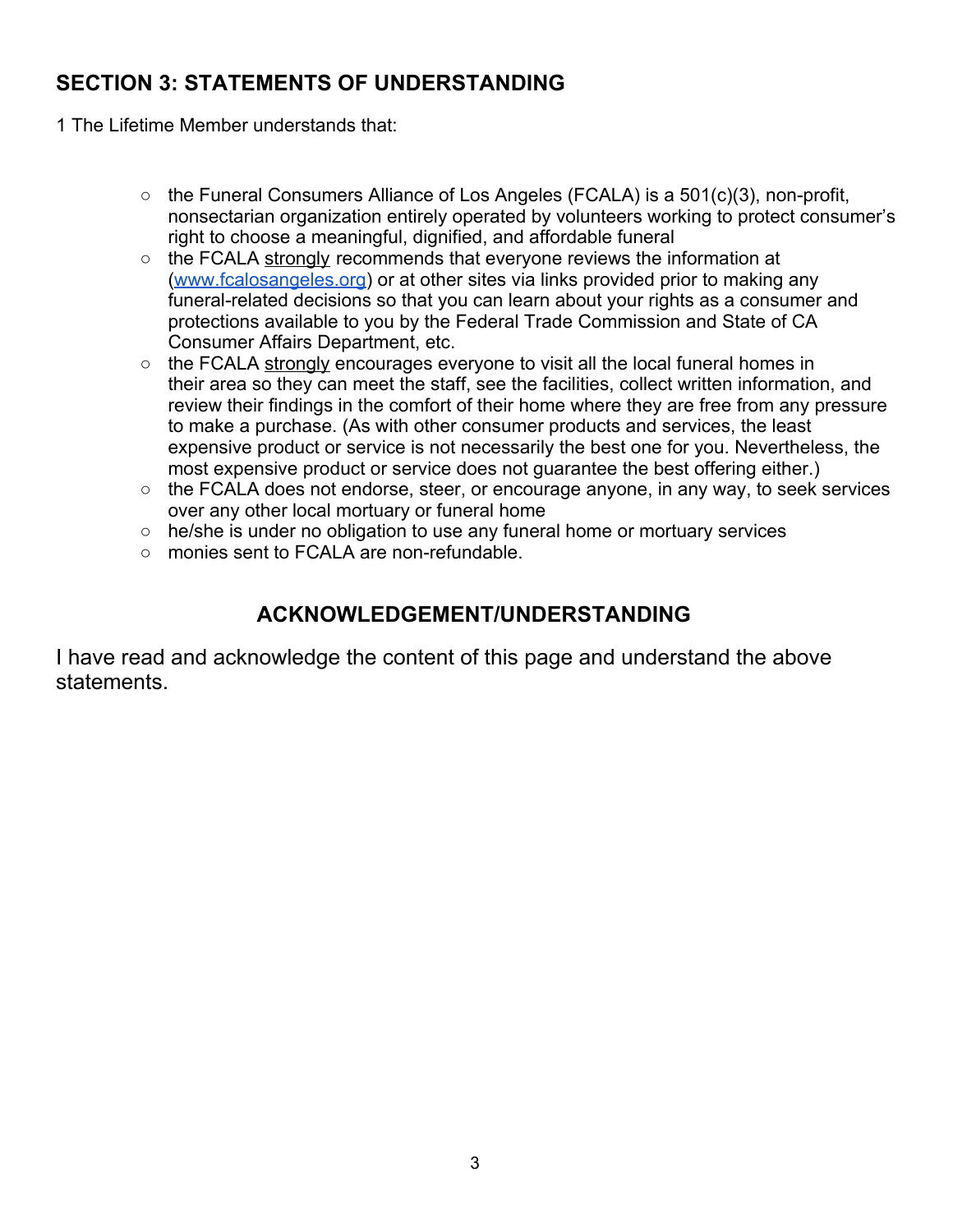## SECTION 3: STATEMENTS OF UNDERSTANDING

1 The Lifetime Member understands that:

- the Funeral Consumers Alliance of Los Angeles (FCALA) is a 501(c)(3), non-profit, nonsectarian organization entirely operated by volunteers working to protect consumer's right to choose a meaningful, dignified, and affordable funeral
- the FCALA strongly recommends that everyone reviews the information at (www.fcalosangeles.org) or at other sites via links provided prior to making any funeral-related decisions so that you can learn about your rights as a consumer and protections available to you by the Federal Trade Commission and State of CA Consumer Affairs Department, etc.
- the FCALA strongly encourages everyone to visit all the local funeral homes in their area so they can meet the staff, see the facilities, collect written information, and review their findings in the comfort of their home where they are free from any pressure to make a purchase. (As with other consumer products and services, the least expensive product or service is not necessarily the best one for you. Nevertheless, the most expensive product or service does not guarantee the best offering either.)
- the FCALA does not endorse, steer, or encourage anyone, in any way, to seek services over any other local mortuary or funeral home
- he/she is under no obligation to use any funeral home or mortuary services
- monies sent to FCALA are non-refundable.

### ACKNOWLEDGEMENT/UNDERSTANDING

I have read and acknowledge the content of this page and understand the above statements.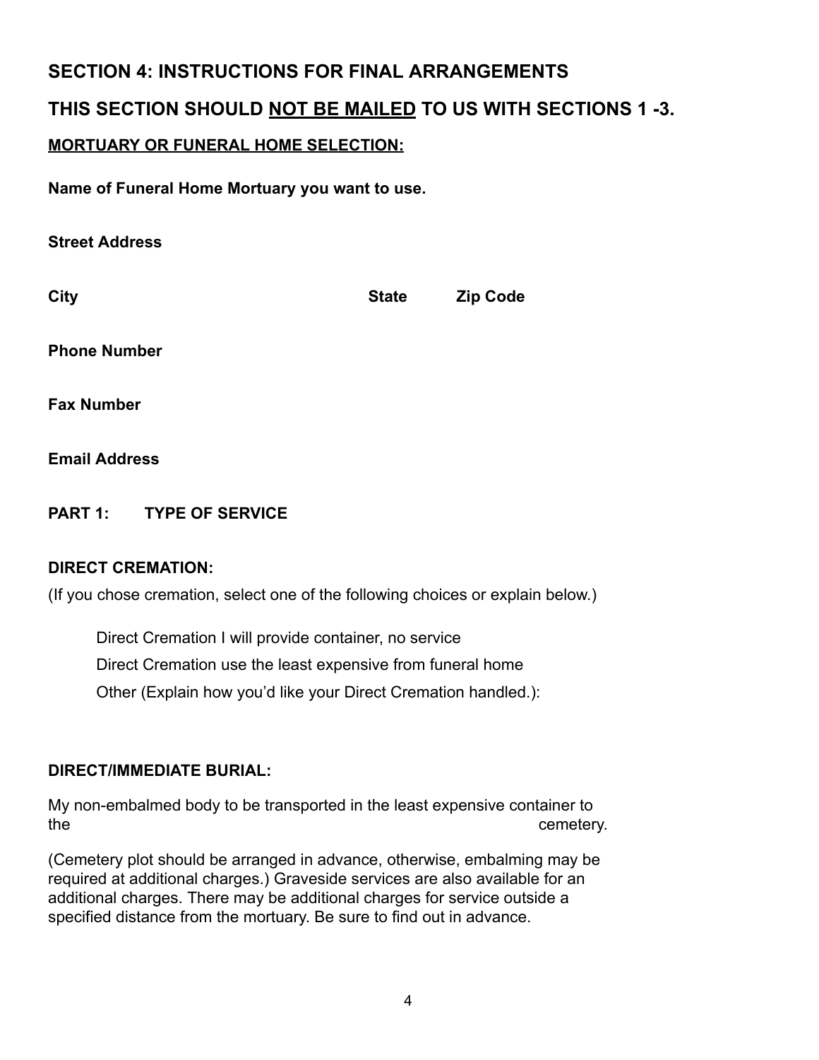## SECTION 4: INSTRUCTIONS FOR FINAL ARRANGEMENTS

## THIS SECTION SHOULD NOT BE MAILED TO US WITH SECTIONS 1 -3.

### MORTUARY OR FUNERAL HOME SELECTION:

**Name of Funeral Home Mortuary you want to use.**

**Street Address**

**City** **State** **Zip Code**

**Phone Number**

**Fax Number**

**Email Address**

### PART 1: TYPE OF SERVICE

**DIRECT CREMATION:**

(If you chose cremation, select one of the following choices or explain below.)

- Direct Cremation I will provide container, no service
- Direct Cremation use the least expensive from funeral home
- Other (Explain how you'd like your Direct Cremation handled.):

**DIRECT/IMMEDIATE BURIAL:**

My non-embalmed body to be transported in the least expensive container to the cemetery.

(Cemetery plot should be arranged in advance, otherwise, embalming may be required at additional charges.) Graveside services are also available for an additional charges. There may be additional charges for service outside a specified distance from the mortuary. Be sure to find out in advance.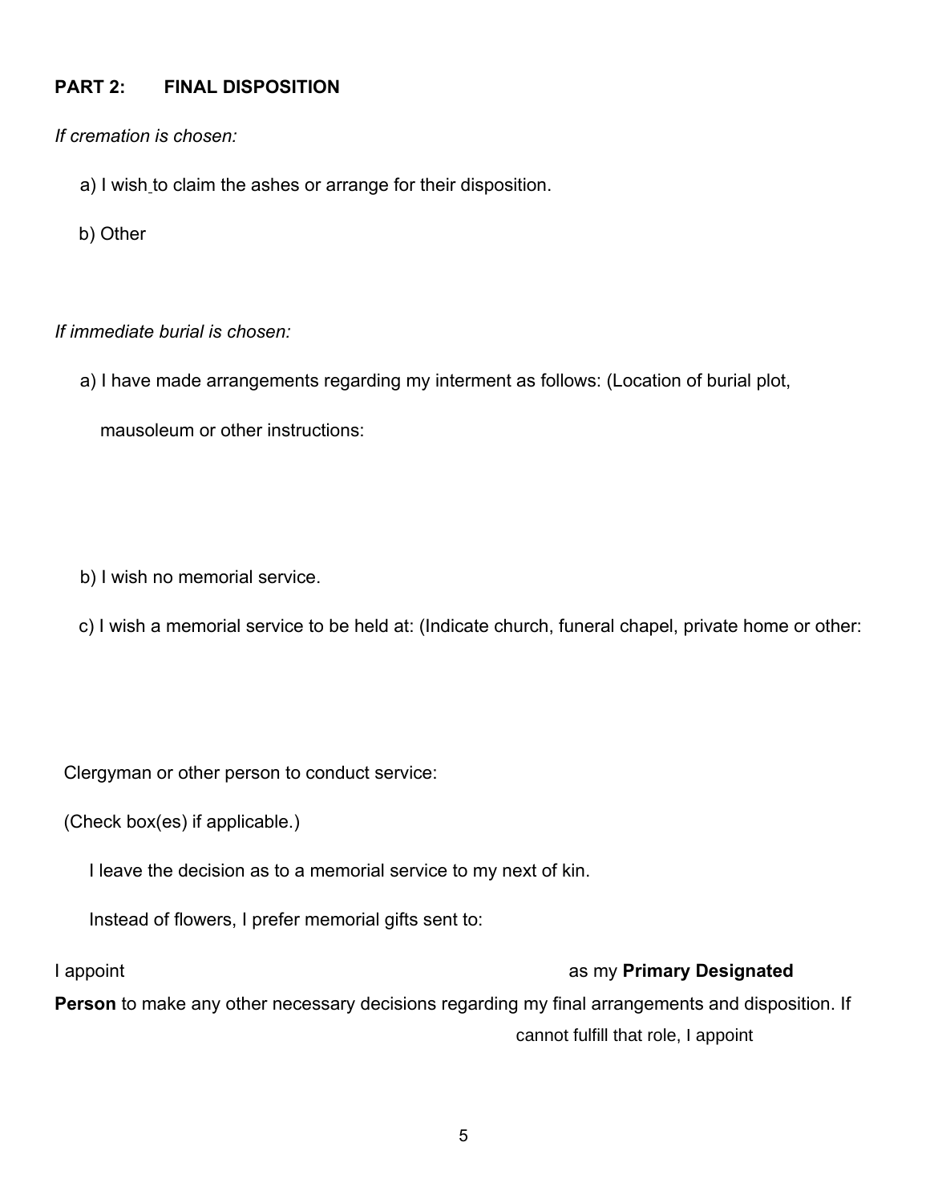**PART 2: FINAL DISPOSITION**

*If cremation is chosen:*

a) I wish to claim the ashes or arrange for their disposition.

b) Other

*If immediate burial is chosen:*

a) I have made arrangements regarding my interment as follows: (Location of burial plot, mausoleum or other instructions:

b) I wish no memorial service.

c) I wish a memorial service to be held at: (Indicate church, funeral chapel, private home or other:

Clergyman or other person to conduct service:

(Check box(es) if applicable.)

I leave the decision as to a memorial service to my next of kin.

Instead of flowers, I prefer memorial gifts sent to:

I appoint as my **Primary Designated Person** to make any other necessary decisions regarding my final arrangements and disposition. If cannot fulfill that role, I appoint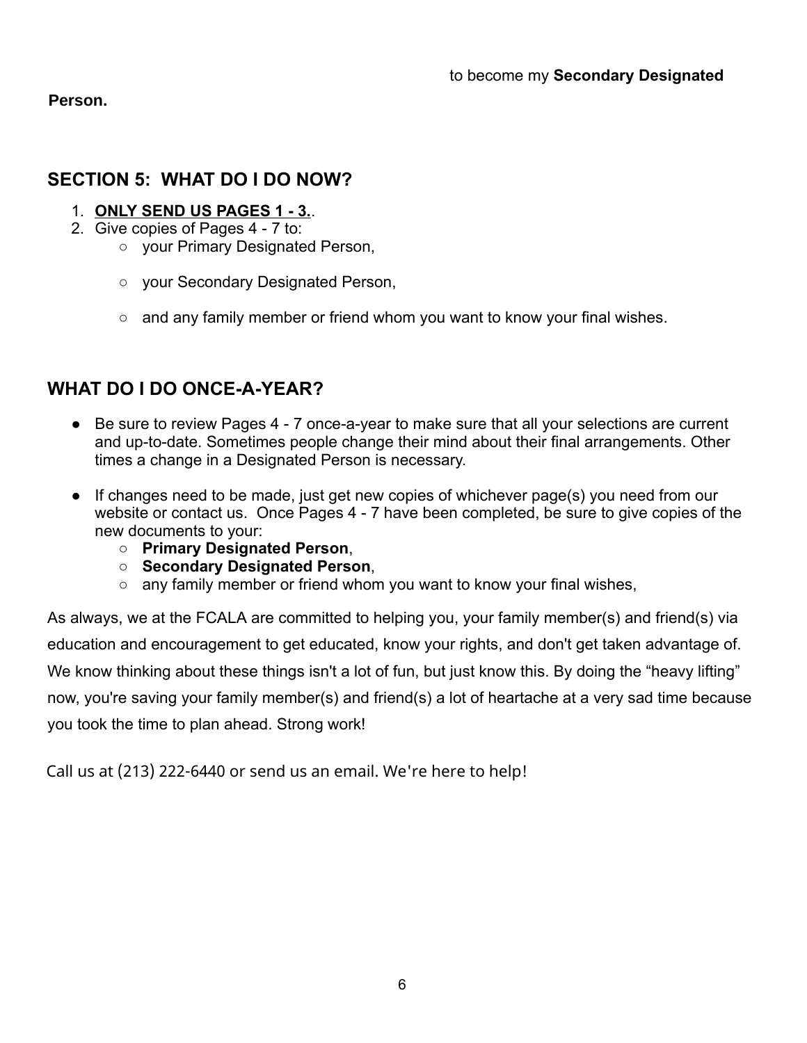to become my **Secondary Designated Person.**

## SECTION 5: WHAT DO I DO NOW?

1. **ONLY SEND US PAGES 1 - 3.**.
2. Give copies of Pages 4 - 7 to:
   - your Primary Designated Person,
   - your Secondary Designated Person,
   - and any family member or friend whom you want to know your final wishes.

## WHAT DO I DO ONCE-A-YEAR?

- Be sure to review Pages 4 - 7 once-a-year to make sure that all your selections are current and up-to-date. Sometimes people change their mind about their final arrangements. Other times a change in a Designated Person is necessary.
- If changes need to be made, just get new copies of whichever page(s) you need from our website or contact us. Once Pages 4 - 7 have been completed, be sure to give copies of the new documents to your:
  - **Primary Designated Person**,
  - **Secondary Designated Person**,
  - any family member or friend whom you want to know your final wishes,

As always, we at the FCALA are committed to helping you, your family member(s) and friend(s) via education and encouragement to get educated, know your rights, and don't get taken advantage of. We know thinking about these things isn't a lot of fun, but just know this. By doing the "heavy lifting" now, you're saving your family member(s) and friend(s) a lot of heartache at a very sad time because you took the time to plan ahead. Strong work!

Call us at (213) 222-6440 or send us an email. We're here to help!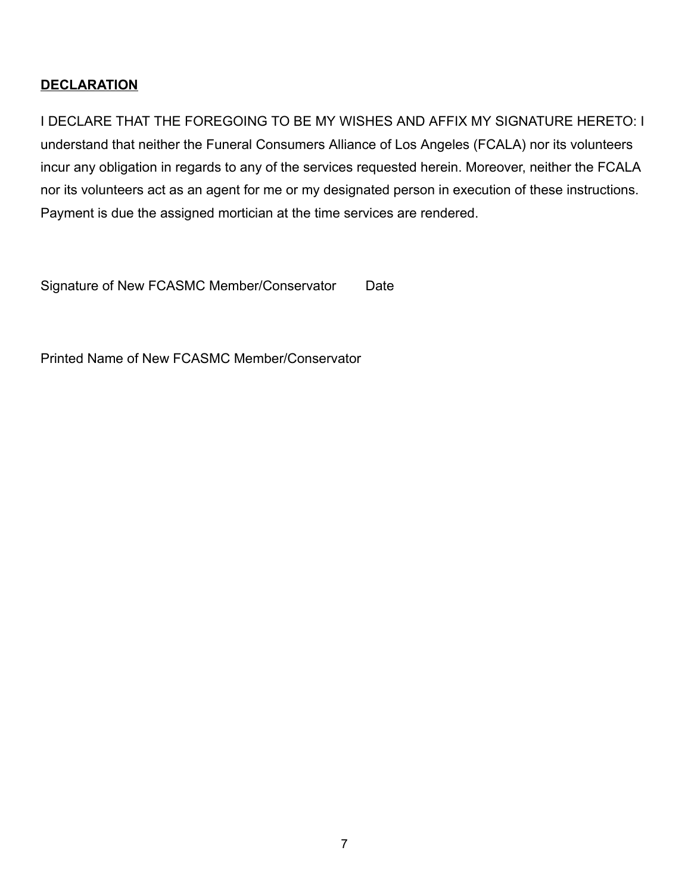**DECLARATION**

I DECLARE THAT THE FOREGOING TO BE MY WISHES AND AFFIX MY SIGNATURE HERETO: I understand that neither the Funeral Consumers Alliance of Los Angeles (FCALA) nor its volunteers incur any obligation in regards to any of the services requested herein. Moreover, neither the FCALA nor its volunteers act as an agent for me or my designated person in execution of these instructions. Payment is due the assigned mortician at the time services are rendered.

Signature of New FCASMC Member/Conservator        Date

Printed Name of New FCASMC Member/Conservator